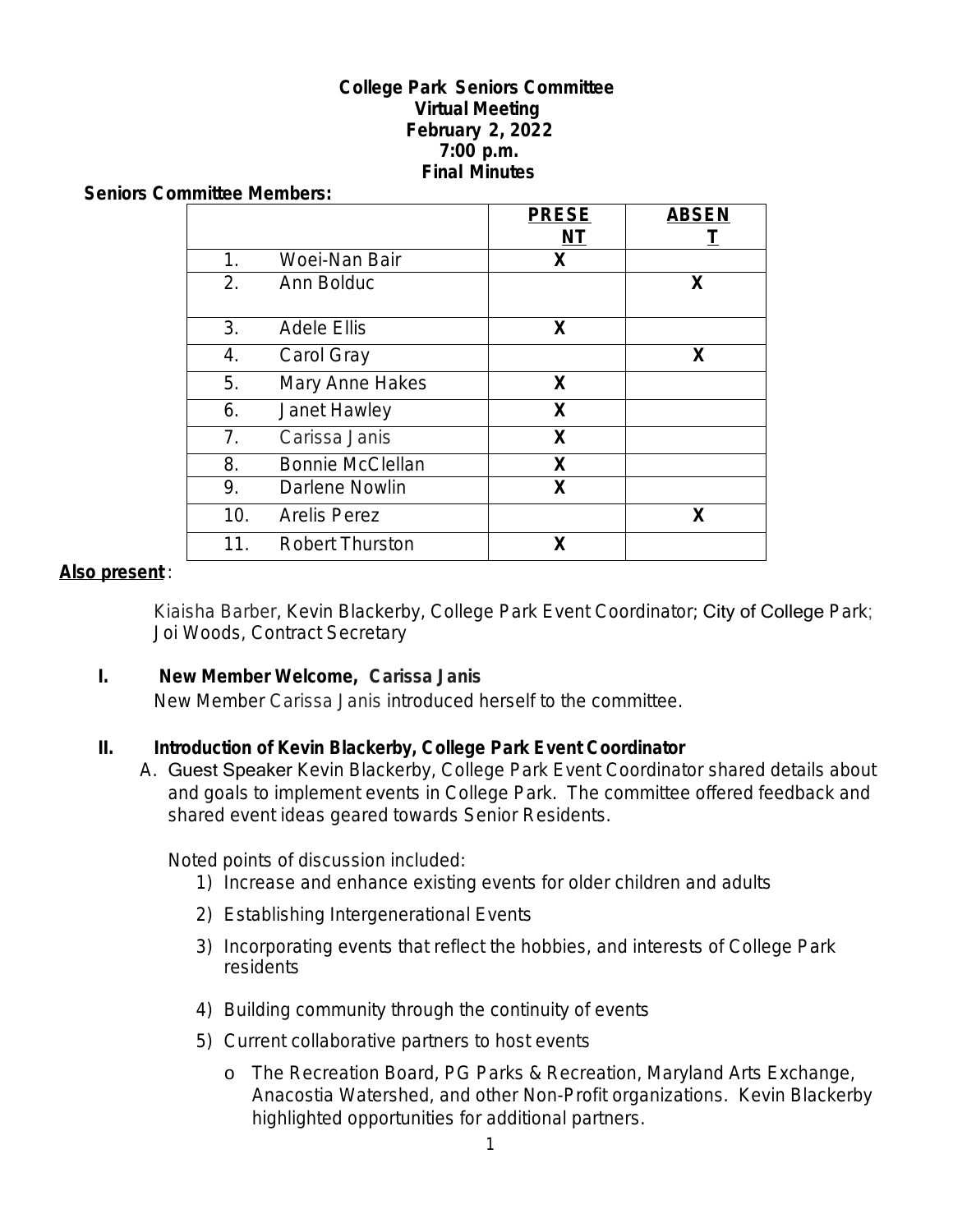**College Park Seniors Committee**
**Virtual Meeting**
**February 2, 2022**
**7:00 p.m.**
**Final Minutes**

**Seniors Committee Members:**

| | | PRESENT | ABSENT |
|---|---|---|---|
| 1. | Woei-Nan Bair | X | |
| 2. | Ann Bolduc | | X |
| 3. | Adele Ellis | X | |
| 4. | Carol Gray | | X |
| 5. | Mary Anne Hakes | X | |
| 6. | Janet Hawley | X | |
| 7. | Carissa Janis | X | |
| 8. | Bonnie McClellan | X | |
| 9. | Darlene Nowlin | X | |
| 10. | Arelis Perez | | X |
| 11. | Robert Thurston | X | |

**Also present**:

Kiaisha Barber, Kevin Blackerby, College Park Event Coordinator; City of College Park; Joi Woods, Contract Secretary

## I. New Member Welcome, Carissa Janis

New Member Carissa Janis introduced herself to the committee.

## II. Introduction of Kevin Blackerby, College Park Event Coordinator

A. Guest Speaker Kevin Blackerby, College Park Event Coordinator shared details about and goals to implement events in College Park. The committee offered feedback and shared event ideas geared towards Senior Residents.

Noted points of discussion included:

1) Increase and enhance existing events for older children and adults
2) Establishing Intergenerational Events
3) Incorporating events that reflect the hobbies, and interests of College Park residents
4) Building community through the continuity of events
5) Current collaborative partners to host events
   - The Recreation Board, PG Parks & Recreation, Maryland Arts Exchange, Anacostia Watershed, and other Non-Profit organizations. Kevin Blackerby highlighted opportunities for additional partners.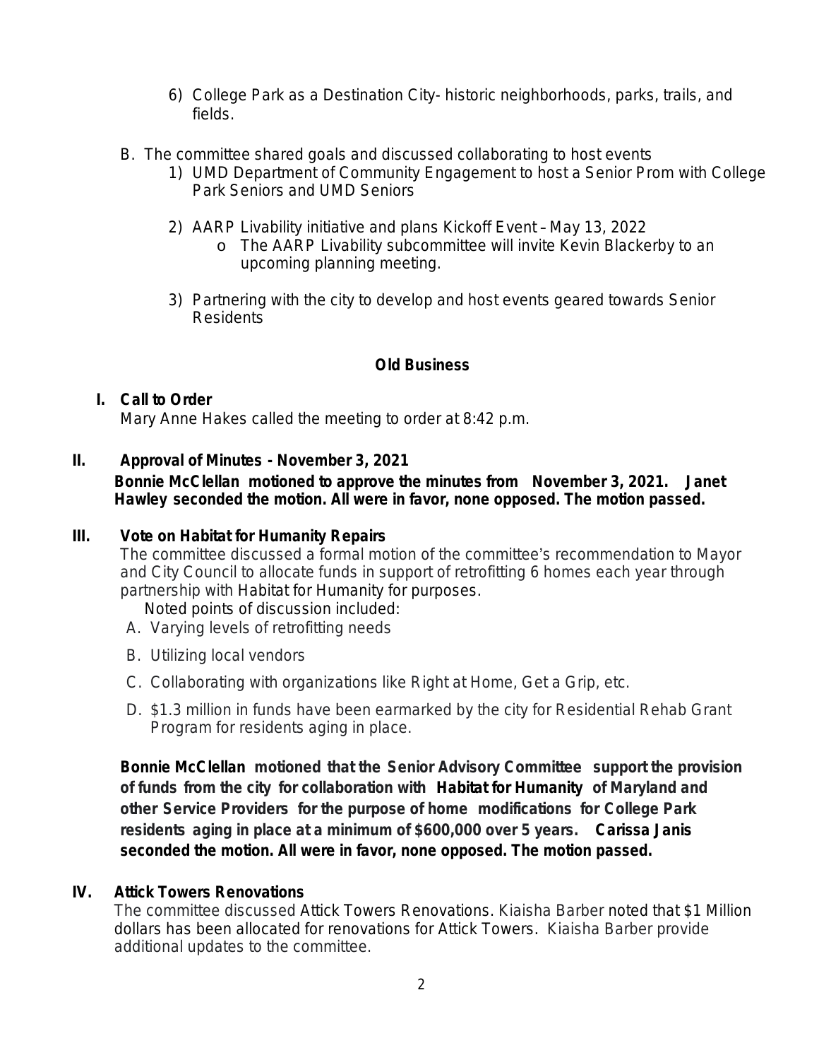6) College Park as a Destination City- historic neighborhoods, parks, trails, and fields.

B. The committee shared goals and discussed collaborating to host events
   1) UMD Department of Community Engagement to host a Senior Prom with College Park Seniors and UMD Seniors

   2) AARP Livability initiative and plans Kickoff Event – May 13, 2022
      - The AARP Livability subcommittee will invite Kevin Blackerby to an upcoming planning meeting.

   3) Partnering with the city to develop and host events geared towards Senior Residents

## Old Business

### I. Call to Order

Mary Anne Hakes called the meeting to order at 8:42 p.m.

### II. Approval of Minutes - November 3, 2021

**Bonnie McClellan motioned to approve the minutes from November 3, 2021. Janet Hawley seconded the motion. All were in favor, none opposed. The motion passed.**

### III. Vote on Habitat for Humanity Repairs

The committee discussed a formal motion of the committee's recommendation to Mayor and City Council to allocate funds in support of retrofitting 6 homes each year through partnership with Habitat for Humanity for purposes.

Noted points of discussion included:

A. Varying levels of retrofitting needs

B. Utilizing local vendors

C. Collaborating with organizations like Right at Home, Get a Grip, etc.

D. $1.3 million in funds have been earmarked by the city for Residential Rehab Grant Program for residents aging in place.

**Bonnie McClellan motioned that the Senior Advisory Committee support the provision of funds from the city for collaboration with Habitat for Humanity of Maryland and other Service Providers for the purpose of home modifications for College Park residents aging in place at a minimum of $600,000 over 5 years. Carissa Janis seconded the motion. All were in favor, none opposed. The motion passed.**

### IV. Attick Towers Renovations

The committee discussed Attick Towers Renovations. Kiaisha Barber noted that $1 Million dollars has been allocated for renovations for Attick Towers. Kiaisha Barber provide additional updates to the committee.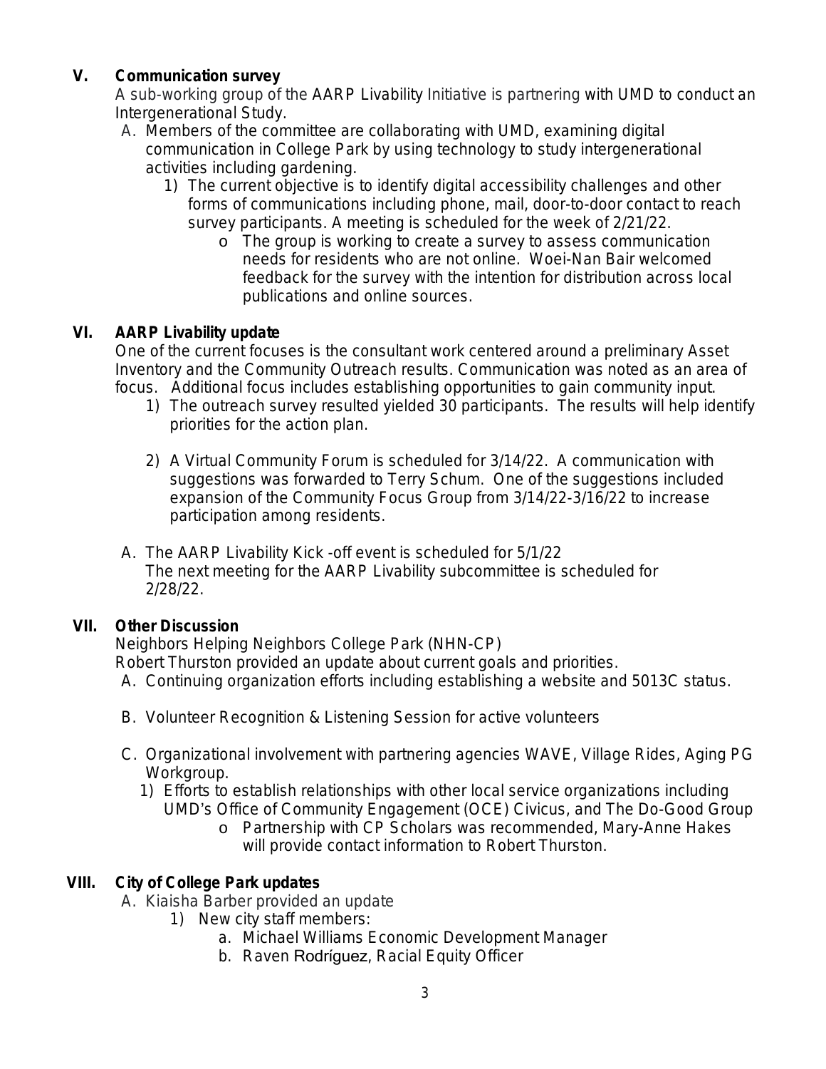## V. Communication survey

A sub-working group of the AARP Livability Initiative is partnering with UMD to conduct an Intergenerational Study.

A. Members of the committee are collaborating with UMD, examining digital communication in College Park by using technology to study intergenerational activities including gardening.
   1) The current objective is to identify digital accessibility challenges and other forms of communications including phone, mail, door-to-door contact to reach survey participants. A meeting is scheduled for the week of 2/21/22.
      - The group is working to create a survey to assess communication needs for residents who are not online. Woei-Nan Bair welcomed feedback for the survey with the intention for distribution across local publications and online sources.

## VI. AARP Livability update

One of the current focuses is the consultant work centered around a preliminary Asset Inventory and the Community Outreach results. Communication was noted as an area of focus. Additional focus includes establishing opportunities to gain community input.

1) The outreach survey resulted yielded 30 participants. The results will help identify priorities for the action plan.

2) A Virtual Community Forum is scheduled for 3/14/22. A communication with suggestions was forwarded to Terry Schum. One of the suggestions included expansion of the Community Focus Group from 3/14/22-3/16/22 to increase participation among residents.

A. The AARP Livability Kick -off event is scheduled for 5/1/22
   The next meeting for the AARP Livability subcommittee is scheduled for 2/28/22.

## VII. Other Discussion

Neighbors Helping Neighbors College Park (NHN-CP)
Robert Thurston provided an update about current goals and priorities.

A. Continuing organization efforts including establishing a website and 5013C status.

B. Volunteer Recognition & Listening Session for active volunteers

C. Organizational involvement with partnering agencies WAVE, Village Rides, Aging PG Workgroup.
   1) Efforts to establish relationships with other local service organizations including UMD's Office of Community Engagement (OCE) Civicus, and The Do-Good Group
      - Partnership with CP Scholars was recommended, Mary-Anne Hakes will provide contact information to Robert Thurston.

## VIII. City of College Park updates

A. Kiaisha Barber provided an update
   1) New city staff members:
      a. Michael Williams Economic Development Manager
      b. Raven Rodríguez, Racial Equity Officer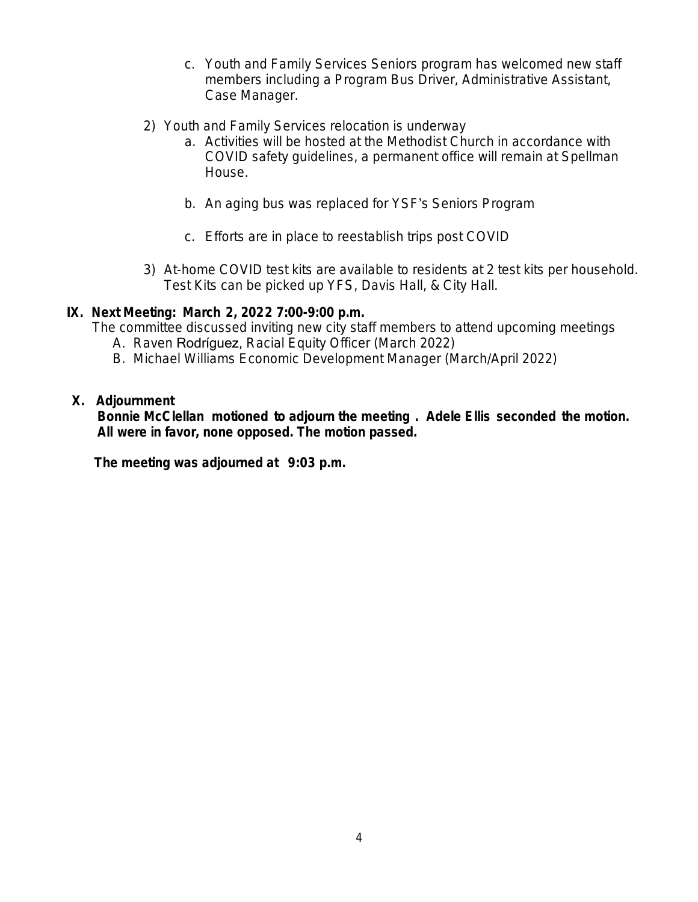c. Youth and Family Services Seniors program has welcomed new staff members including a Program Bus Driver, Administrative Assistant, Case Manager.

2) Youth and Family Services relocation is underway
   a. Activities will be hosted at the Methodist Church in accordance with COVID safety guidelines, a permanent office will remain at Spellman House.

   b. An aging bus was replaced for YSF's Seniors Program

   c. Efforts are in place to reestablish trips post COVID

3) At-home COVID test kits are available to residents at 2 test kits per household. Test Kits can be picked up YFS, Davis Hall, & City Hall.

**IX. Next Meeting: March 2, 2022 7:00-9:00 p.m.**

The committee discussed inviting new city staff members to attend upcoming meetings

A. Raven Rodríguez, Racial Equity Officer (March 2022)
B. Michael Williams Economic Development Manager (March/April 2022)

**X. Adjournment**

**Bonnie McClellan motioned to adjourn the meeting . Adele Ellis seconded the motion. All were in favor, none opposed. The motion passed.**

**The meeting was adjourned at 9:03 p.m.**